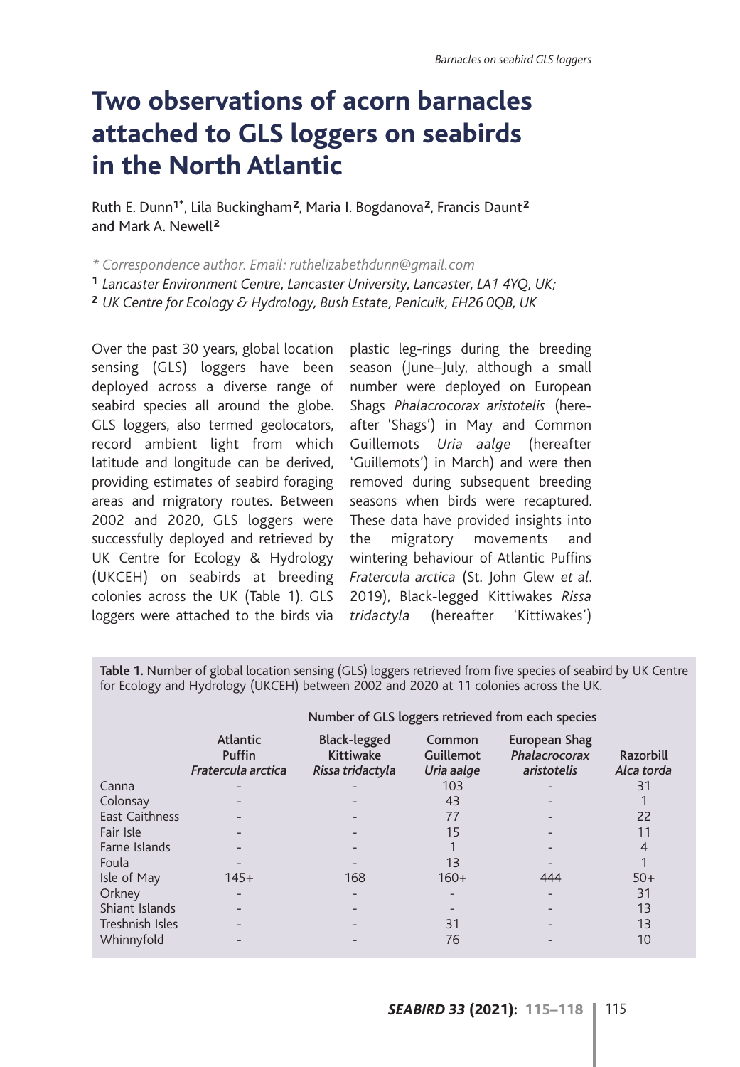# Two observations of acorn barnacles attached to GLS loggers on seabirds in the North Atlantic

Ruth E. Dunn[1*], Lila Buckingham[2], Maria I. Bogdanova[2], Francis Daunt[2] and Mark A. Newell[2]

*\* Correspondence author. Email: ruthelizabethdunn@gmail.com*

[1] *Lancaster Environment Centre, Lancaster University, Lancaster, LA1 4YQ, UK;*

[2] *UK Centre for Ecology & Hydrology, Bush Estate, Penicuik, EH26 0QB, UK*

Over the past 30 years, global location sensing (GLS) loggers have been deployed across a diverse range of seabird species all around the globe. GLS loggers, also termed geolocators, record ambient light from which latitude and longitude can be derived, providing estimates of seabird foraging areas and migratory routes. Between 2002 and 2020, GLS loggers were successfully deployed and retrieved by UK Centre for Ecology & Hydrology (UKCEH) on seabirds at breeding colonies across the UK (Table 1). GLS loggers were attached to the birds via plastic leg-rings during the breeding season (June–July, although a small number were deployed on European Shags *Phalacrocorax aristotelis* (hereafter 'Shags') in May and Common Guillemots *Uria aalge* (hereafter 'Guillemots') in March) and were then removed during subsequent breeding seasons when birds were recaptured. These data have provided insights into the migratory movements and wintering behaviour of Atlantic Puffins *Fratercula arctica* (St. John Glew *et al*. 2019), Black-legged Kittiwakes *Rissa tridactyla* (hereafter 'Kittiwakes')

**Table 1.** Number of global location sensing (GLS) loggers retrieved from five species of seabird by UK Centre for Ecology and Hydrology (UKCEH) between 2002 and 2020 at 11 colonies across the UK.

| | Number of GLS loggers retrieved from each species | | | | |
|---|---|---|---|---|---|
| | Atlantic Puffin *Fratercula arctica* | Black-legged Kittiwake *Rissa tridactyla* | Common Guillemot *Uria aalge* | European Shag *Phalacrocorax aristotelis* | Razorbill *Alca torda* |
| Canna | - | - | 103 | - | 31 |
| Colonsay | - | - | 43 | - | 1 |
| East Caithness | - | - | 77 | - | 22 |
| Fair Isle | - | - | 15 | - | 11 |
| Farne Islands | - | - | 1 | - | 4 |
| Foula | - | - | 13 | - | 1 |
| Isle of May | 145+ | 168 | 160+ | 444 | 50+ |
| Orkney | - | - | - | - | 31 |
| Shiant Islands | - | - | - | - | 13 |
| Treshnish Isles | - | - | 31 | - | 13 |
| Whinnyfold | - | - | 76 | - | 10 |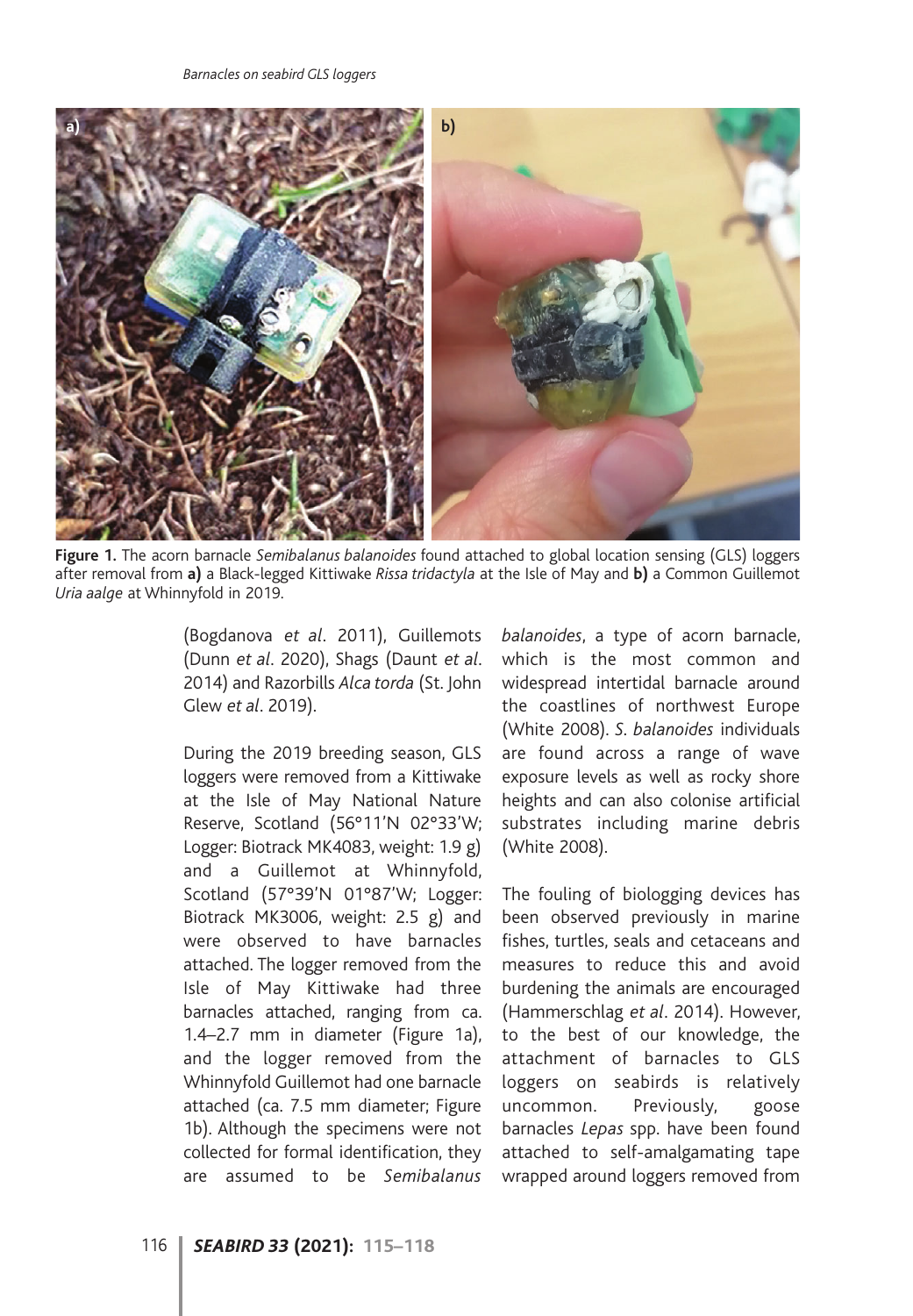Figure 1. The acorn barnacle *Semibalanus balanoides* found attached to global location sensing (GLS) loggers after removal from **a)** a Black-legged Kittiwake *Rissa tridactyla* at the Isle of May and **b)** a Common Guillemot *Uria aalge* at Whinnyfold in 2019.

(Bogdanova *et al*. 2011), Guillemots (Dunn *et al*. 2020), Shags (Daunt *et al*. 2014) and Razorbills *Alca torda* (St. John Glew *et al*. 2019).

During the 2019 breeding season, GLS loggers were removed from a Kittiwake at the Isle of May National Nature Reserve, Scotland (56°11'N 02°33'W; Logger: Biotrack MK4083, weight: 1.9 g) and a Guillemot at Whinnyfold, Scotland (57°39'N 01°87'W; Logger: Biotrack MK3006, weight: 2.5 g) and were observed to have barnacles attached. The logger removed from the Isle of May Kittiwake had three barnacles attached, ranging from ca. 1.4–2.7 mm in diameter (Figure 1a), and the logger removed from the Whinnyfold Guillemot had one barnacle attached (ca. 7.5 mm diameter; Figure 1b). Although the specimens were not collected for formal identification, they are assumed to be *Semibalanus balanoides*, a type of acorn barnacle, which is the most common and widespread intertidal barnacle around the coastlines of northwest Europe (White 2008). *S. balanoides* individuals are found across a range of wave exposure levels as well as rocky shore heights and can also colonise artificial substrates including marine debris (White 2008).

The fouling of biologging devices has been observed previously in marine fishes, turtles, seals and cetaceans and measures to reduce this and avoid burdening the animals are encouraged (Hammerschlag *et al*. 2014). However, to the best of our knowledge, the attachment of barnacles to GLS loggers on seabirds is relatively uncommon. Previously, goose barnacles *Lepas* spp. have been found attached to self-amalgamating tape wrapped around loggers removed from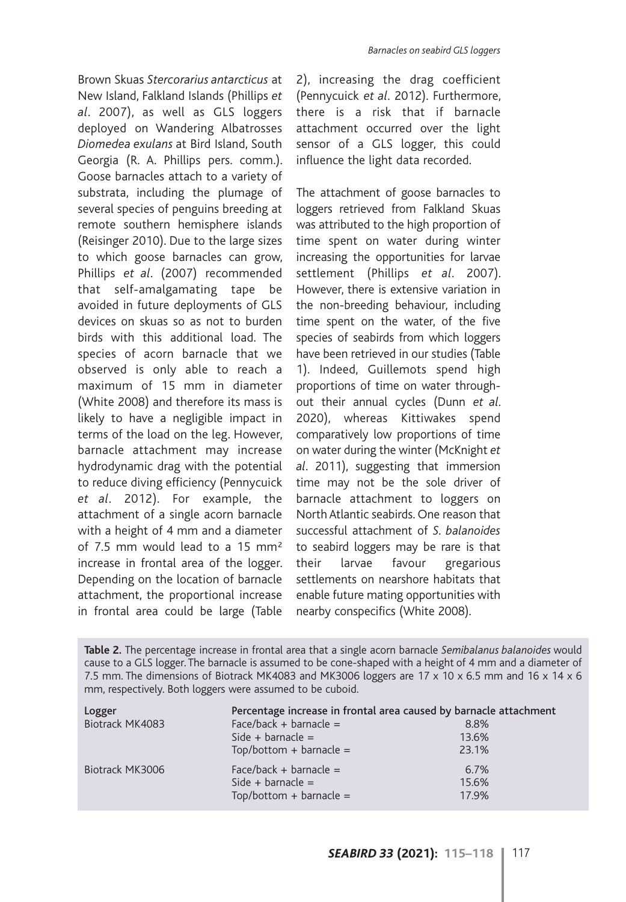Brown Skuas *Stercorarius antarcticus* at New Island, Falkland Islands (Phillips *et al*. 2007), as well as GLS loggers deployed on Wandering Albatrosses *Diomedea exulans* at Bird Island, South Georgia (R. A. Phillips pers. comm.). Goose barnacles attach to a variety of substrata, including the plumage of several species of penguins breeding at remote southern hemisphere islands (Reisinger 2010). Due to the large sizes to which goose barnacles can grow, Phillips *et al*. (2007) recommended that self-amalgamating tape be avoided in future deployments of GLS devices on skuas so as not to burden birds with this additional load. The species of acorn barnacle that we observed is only able to reach a maximum of 15 mm in diameter (White 2008) and therefore its mass is likely to have a negligible impact in terms of the load on the leg. However, barnacle attachment may increase hydrodynamic drag with the potential to reduce diving efficiency (Pennycuick *et al*. 2012). For example, the attachment of a single acorn barnacle with a height of 4 mm and a diameter of 7.5 mm would lead to a 15 mm² increase in frontal area of the logger. Depending on the location of barnacle attachment, the proportional increase in frontal area could be large (Table 2), increasing the drag coefficient (Pennycuick *et al*. 2012). Furthermore, there is a risk that if barnacle attachment occurred over the light sensor of a GLS logger, this could influence the light data recorded.

The attachment of goose barnacles to loggers retrieved from Falkland Skuas was attributed to the high proportion of time spent on water during winter increasing the opportunities for larvae settlement (Phillips *et al*. 2007). However, there is extensive variation in the non-breeding behaviour, including time spent on the water, of the five species of seabirds from which loggers have been retrieved in our studies (Table 1). Indeed, Guillemots spend high proportions of time on water throughout their annual cycles (Dunn *et al*. 2020), whereas Kittiwakes spend comparatively low proportions of time on water during the winter (McKnight *et al*. 2011), suggesting that immersion time may not be the sole driver of barnacle attachment to loggers on North Atlantic seabirds. One reason that successful attachment of *S. balanoides* to seabird loggers may be rare is that their larvae favour gregarious settlements on nearshore habitats that enable future mating opportunities with nearby conspecifics (White 2008).

**Table 2.** The percentage increase in frontal area that a single acorn barnacle *Semibalanus balanoides* would cause to a GLS logger. The barnacle is assumed to be cone-shaped with a height of 4 mm and a diameter of 7.5 mm. The dimensions of Biotrack MK4083 and MK3006 loggers are 17 x 10 x 6.5 mm and 16 x 14 x 6 mm, respectively. Both loggers were assumed to be cuboid.

| Logger | Percentage increase in frontal area caused by barnacle attachment | |
|---|---|---|
| Biotrack MK4083 | Face/back + barnacle = | 8.8% |
| | Side + barnacle = | 13.6% |
| | Top/bottom + barnacle = | 23.1% |
| Biotrack MK3006 | Face/back + barnacle = | 6.7% |
| | Side + barnacle = | 15.6% |
| | Top/bottom + barnacle = | 17.9% |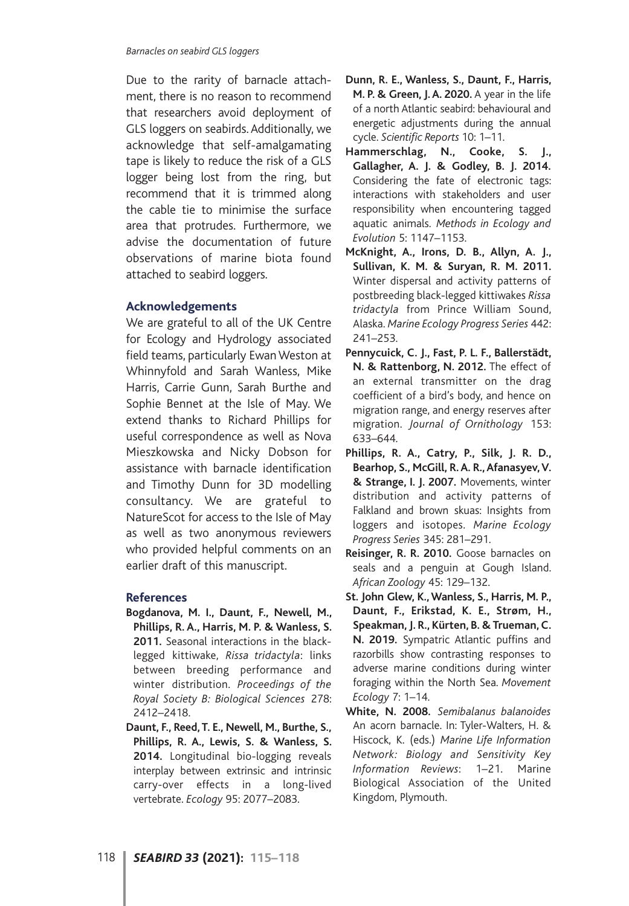Due to the rarity of barnacle attachment, there is no reason to recommend that researchers avoid deployment of GLS loggers on seabirds. Additionally, we acknowledge that self-amalgamating tape is likely to reduce the risk of a GLS logger being lost from the ring, but recommend that it is trimmed along the cable tie to minimise the surface area that protrudes. Furthermore, we advise the documentation of future observations of marine biota found attached to seabird loggers.

## Acknowledgements

We are grateful to all of the UK Centre for Ecology and Hydrology associated field teams, particularly Ewan Weston at Whinnyfold and Sarah Wanless, Mike Harris, Carrie Gunn, Sarah Burthe and Sophie Bennet at the Isle of May. We extend thanks to Richard Phillips for useful correspondence as well as Nova Mieszkowska and Nicky Dobson for assistance with barnacle identification and Timothy Dunn for 3D modelling consultancy. We are grateful to NatureScot for access to the Isle of May as well as two anonymous reviewers who provided helpful comments on an earlier draft of this manuscript.

## References

**Bogdanova, M. I., Daunt, F., Newell, M., Phillips, R. A., Harris, M. P. & Wanless, S. 2011.** Seasonal interactions in the black-legged kittiwake, *Rissa tridactyla*: links between breeding performance and winter distribution. *Proceedings of the Royal Society B: Biological Sciences* 278: 2412–2418.

**Daunt, F., Reed, T. E., Newell, M., Burthe, S., Phillips, R. A., Lewis, S. & Wanless, S. 2014.** Longitudinal bio-logging reveals interplay between extrinsic and intrinsic carry-over effects in a long-lived vertebrate. *Ecology* 95: 2077–2083.

**Dunn, R. E., Wanless, S., Daunt, F., Harris, M. P. & Green, J. A. 2020.** A year in the life of a north Atlantic seabird: behavioural and energetic adjustments during the annual cycle. *Scientific Reports* 10: 1–11.

**Hammerschlag, N., Cooke, S. J., Gallagher, A. J. & Godley, B. J. 2014.** Considering the fate of electronic tags: interactions with stakeholders and user responsibility when encountering tagged aquatic animals. *Methods in Ecology and Evolution* 5: 1147–1153.

**McKnight, A., Irons, D. B., Allyn, A. J., Sullivan, K. M. & Suryan, R. M. 2011.** Winter dispersal and activity patterns of postbreeding black-legged kittiwakes *Rissa tridactyla* from Prince William Sound, Alaska. *Marine Ecology Progress Series* 442: 241–253.

**Pennycuick, C. J., Fast, P. L. F., Ballerstädt, N. & Rattenborg, N. 2012.** The effect of an external transmitter on the drag coefficient of a bird's body, and hence on migration range, and energy reserves after migration. *Journal of Ornithology* 153: 633–644.

**Phillips, R. A., Catry, P., Silk, J. R. D., Bearhop, S., McGill, R. A. R., Afanasyev, V. & Strange, I. J. 2007.** Movements, winter distribution and activity patterns of Falkland and brown skuas: Insights from loggers and isotopes. *Marine Ecology Progress Series* 345: 281–291.

**Reisinger, R. R. 2010.** Goose barnacles on seals and a penguin at Gough Island. *African Zoology* 45: 129–132.

**St. John Glew, K., Wanless, S., Harris, M. P., Daunt, F., Erikstad, K. E., Strøm, H., Speakman, J. R., Kürten, B. & Trueman, C. N. 2019.** Sympatric Atlantic puffins and razorbills show contrasting responses to adverse marine conditions during winter foraging within the North Sea. *Movement Ecology* 7: 1–14.

**White, N. 2008.** *Semibalanus balanoides* An acorn barnacle. In: Tyler-Walters, H. & Hiscock, K. (eds.) *Marine Life Information Network: Biology and Sensitivity Key Information Reviews*: 1–21. Marine Biological Association of the United Kingdom, Plymouth.